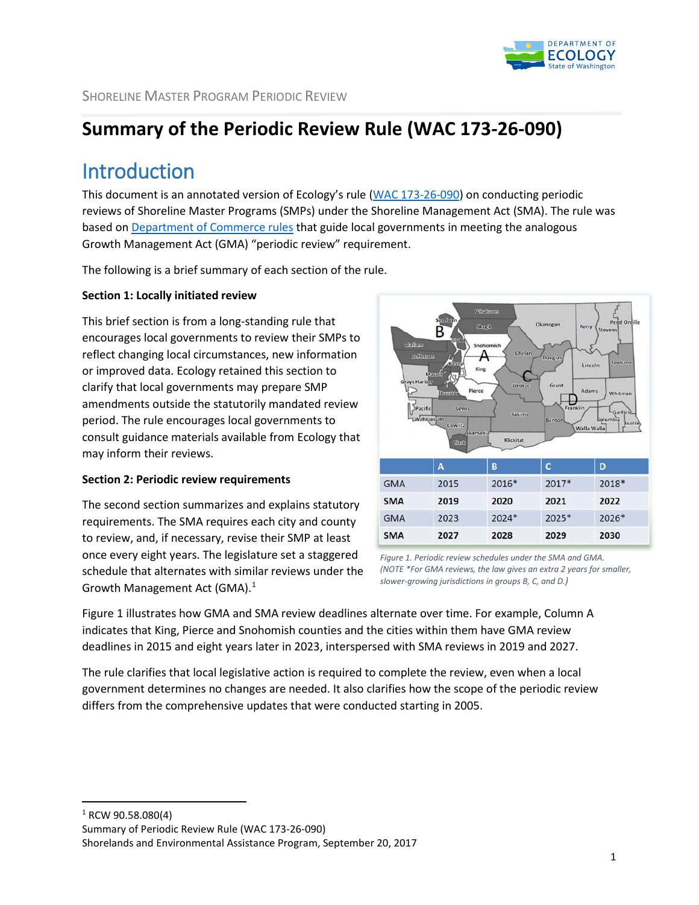Shoreline Master Program Periodic Review

# Summary of the Periodic Review Rule (WAC 173-26-090)

## Introduction

This document is an annotated version of Ecology's rule (WAC 173-26-090) on conducting periodic reviews of Shoreline Master Programs (SMPs) under the Shoreline Management Act (SMA). The rule was based on Department of Commerce rules that guide local governments in meeting the analogous Growth Management Act (GMA) "periodic review" requirement.

The following is a brief summary of each section of the rule.

**Section 1: Locally initiated review**

This brief section is from a long-standing rule that encourages local governments to review their SMPs to reflect changing local circumstances, new information or improved data. Ecology retained this section to clarify that local governments may prepare SMP amendments outside the statutorily mandated review period. The rule encourages local governments to consult guidance materials available from Ecology that may inform their reviews.

**Section 2: Periodic review requirements**

The second section summarizes and explains statutory requirements. The SMA requires each city and county to review, and, if necessary, revise their SMP at least once every eight years. The legislature set a staggered schedule that alternates with similar reviews under the Growth Management Act (GMA).[1]

| | A | B | C | D |
|---|---|---|---|---|
| GMA | 2015 | 2016* | 2017* | 2018* |
| **SMA** | **2019** | **2020** | **2021** | **2022** |
| GMA | 2023 | 2024* | 2025* | 2026* |
| **SMA** | **2027** | **2028** | **2029** | **2030** |

*Figure 1. Periodic review schedules under the SMA and GMA. (NOTE \*For GMA reviews, the law gives an extra 2 years for smaller, slower-growing jurisdictions in groups B, C, and D.)*

Figure 1 illustrates how GMA and SMA review deadlines alternate over time. For example, Column A indicates that King, Pierce and Snohomish counties and the cities within them have GMA review deadlines in 2015 and eight years later in 2023, interspersed with SMA reviews in 2019 and 2027.

The rule clarifies that local legislative action is required to complete the review, even when a local government determines no changes are needed. It also clarifies how the scope of the periodic review differs from the comprehensive updates that were conducted starting in 2005.

[1] RCW 90.58.080(4)

Summary of Periodic Review Rule (WAC 173-26-090)

Shorelands and Environmental Assistance Program, September 20, 2017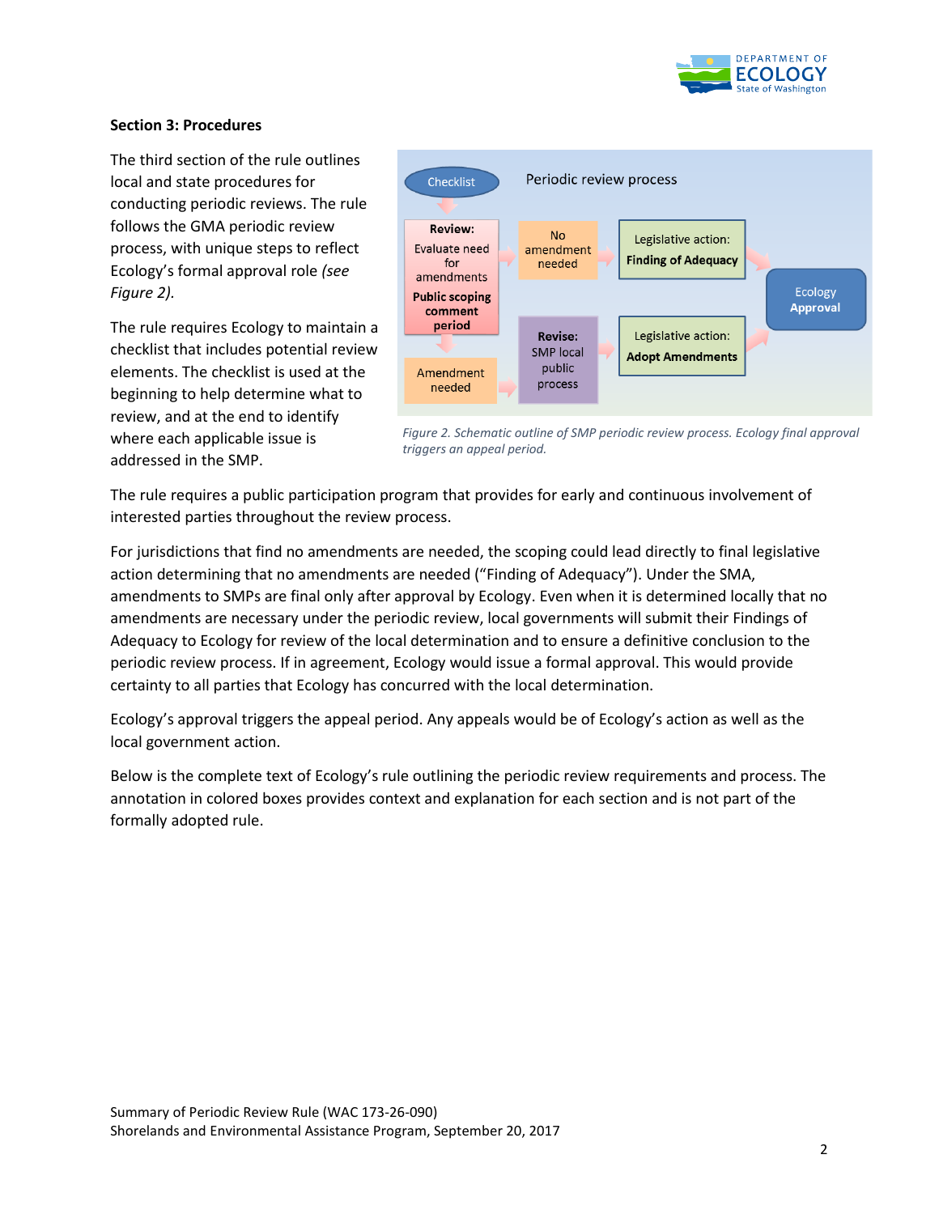**Section 3: Procedures**

The third section of the rule outlines local and state procedures for conducting periodic reviews. The rule follows the GMA periodic review process, with unique steps to reflect Ecology's formal approval role *(see Figure 2).*

The rule requires Ecology to maintain a checklist that includes potential review elements. The checklist is used at the beginning to help determine what to review, and at the end to identify where each applicable issue is addressed in the SMP.

*Figure 2. Schematic outline of SMP periodic review process. Ecology final approval triggers an appeal period.*

The rule requires a public participation program that provides for early and continuous involvement of interested parties throughout the review process.

For jurisdictions that find no amendments are needed, the scoping could lead directly to final legislative action determining that no amendments are needed ("Finding of Adequacy"). Under the SMA, amendments to SMPs are final only after approval by Ecology. Even when it is determined locally that no amendments are necessary under the periodic review, local governments will submit their Findings of Adequacy to Ecology for review of the local determination and to ensure a definitive conclusion to the periodic review process. If in agreement, Ecology would issue a formal approval. This would provide certainty to all parties that Ecology has concurred with the local determination.

Ecology's approval triggers the appeal period. Any appeals would be of Ecology's action as well as the local government action.

Below is the complete text of Ecology's rule outlining the periodic review requirements and process. The annotation in colored boxes provides context and explanation for each section and is not part of the formally adopted rule.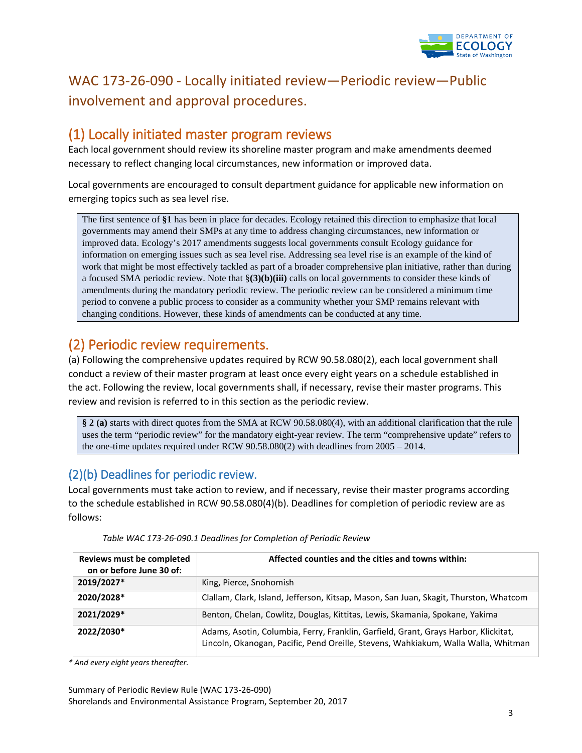# WAC 173-26-090 - Locally initiated review—Periodic review—Public involvement and approval procedures.

## (1) Locally initiated master program reviews

Each local government should review its shoreline master program and make amendments deemed necessary to reflect changing local circumstances, new information or improved data.

Local governments are encouraged to consult department guidance for applicable new information on emerging topics such as sea level rise.

> The first sentence of **§1** has been in place for decades. Ecology retained this direction to emphasize that local governments may amend their SMPs at any time to address changing circumstances, new information or improved data. Ecology's 2017 amendments suggests local governments consult Ecology guidance for information on emerging issues such as sea level rise. Addressing sea level rise is an example of the kind of work that might be most effectively tackled as part of a broader comprehensive plan initiative, rather than during a focused SMA periodic review. Note that §**(3)(b)(iii)** calls on local governments to consider these kinds of amendments during the mandatory periodic review. The periodic review can be considered a minimum time period to convene a public process to consider as a community whether your SMP remains relevant with changing conditions. However, these kinds of amendments can be conducted at any time.

## (2) Periodic review requirements.

(a) Following the comprehensive updates required by RCW 90.58.080(2), each local government shall conduct a review of their master program at least once every eight years on a schedule established in the act. Following the review, local governments shall, if necessary, revise their master programs. This review and revision is referred to in this section as the periodic review.

> **§ 2 (a)** starts with direct quotes from the SMA at RCW 90.58.080(4), with an additional clarification that the rule uses the term "periodic review" for the mandatory eight-year review. The term "comprehensive update" refers to the one-time updates required under RCW 90.58.080(2) with deadlines from 2005 – 2014.

### (2)(b) Deadlines for periodic review.

Local governments must take action to review, and if necessary, revise their master programs according to the schedule established in RCW 90.58.080(4)(b). Deadlines for completion of periodic review are as follows:

*Table WAC 173-26-090.1 Deadlines for Completion of Periodic Review*

| Reviews must be completed on or before June 30 of: | Affected counties and the cities and towns within: |
|---|---|
| **2019/2027*** | King, Pierce, Snohomish |
| **2020/2028*** | Clallam, Clark, Island, Jefferson, Kitsap, Mason, San Juan, Skagit, Thurston, Whatcom |
| **2021/2029*** | Benton, Chelan, Cowlitz, Douglas, Kittitas, Lewis, Skamania, Spokane, Yakima |
| **2022/2030*** | Adams, Asotin, Columbia, Ferry, Franklin, Garfield, Grant, Grays Harbor, Klickitat, Lincoln, Okanogan, Pacific, Pend Oreille, Stevens, Wahkiakum, Walla Walla, Whitman |

*\* And every eight years thereafter.*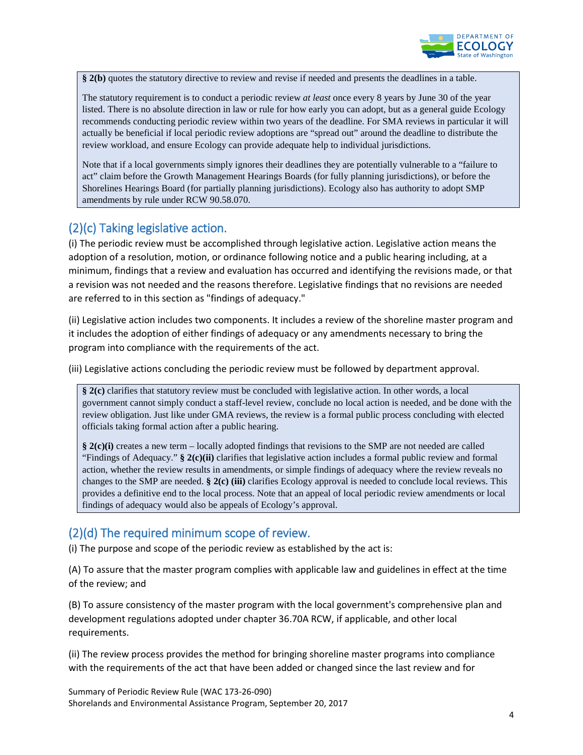**§ 2(b)** quotes the statutory directive to review and revise if needed and presents the deadlines in a table.

The statutory requirement is to conduct a periodic review *at least* once every 8 years by June 30 of the year listed. There is no absolute direction in law or rule for how early you can adopt, but as a general guide Ecology recommends conducting periodic review within two years of the deadline. For SMA reviews in particular it will actually be beneficial if local periodic review adoptions are "spread out" around the deadline to distribute the review workload, and ensure Ecology can provide adequate help to individual jurisdictions.

Note that if a local governments simply ignores their deadlines they are potentially vulnerable to a "failure to act" claim before the Growth Management Hearings Boards (for fully planning jurisdictions), or before the Shorelines Hearings Board (for partially planning jurisdictions). Ecology also has authority to adopt SMP amendments by rule under RCW 90.58.070.

## (2)(c) Taking legislative action.

(i) The periodic review must be accomplished through legislative action. Legislative action means the adoption of a resolution, motion, or ordinance following notice and a public hearing including, at a minimum, findings that a review and evaluation has occurred and identifying the revisions made, or that a revision was not needed and the reasons therefore. Legislative findings that no revisions are needed are referred to in this section as "findings of adequacy."

(ii) Legislative action includes two components. It includes a review of the shoreline master program and it includes the adoption of either findings of adequacy or any amendments necessary to bring the program into compliance with the requirements of the act.

(iii) Legislative actions concluding the periodic review must be followed by department approval.

**§ 2(c)** clarifies that statutory review must be concluded with legislative action. In other words, a local government cannot simply conduct a staff-level review, conclude no local action is needed, and be done with the review obligation. Just like under GMA reviews, the review is a formal public process concluding with elected officials taking formal action after a public hearing.

**§ 2(c)(i)** creates a new term – locally adopted findings that revisions to the SMP are not needed are called "Findings of Adequacy." **§ 2(c)(ii)** clarifies that legislative action includes a formal public review and formal action, whether the review results in amendments, or simple findings of adequacy where the review reveals no changes to the SMP are needed. **§ 2(c) (iii)** clarifies Ecology approval is needed to conclude local reviews. This provides a definitive end to the local process. Note that an appeal of local periodic review amendments or local findings of adequacy would also be appeals of Ecology's approval.

## (2)(d) The required minimum scope of review.

(i) The purpose and scope of the periodic review as established by the act is:

(A) To assure that the master program complies with applicable law and guidelines in effect at the time of the review; and

(B) To assure consistency of the master program with the local government's comprehensive plan and development regulations adopted under chapter 36.70A RCW, if applicable, and other local requirements.

(ii) The review process provides the method for bringing shoreline master programs into compliance with the requirements of the act that have been added or changed since the last review and for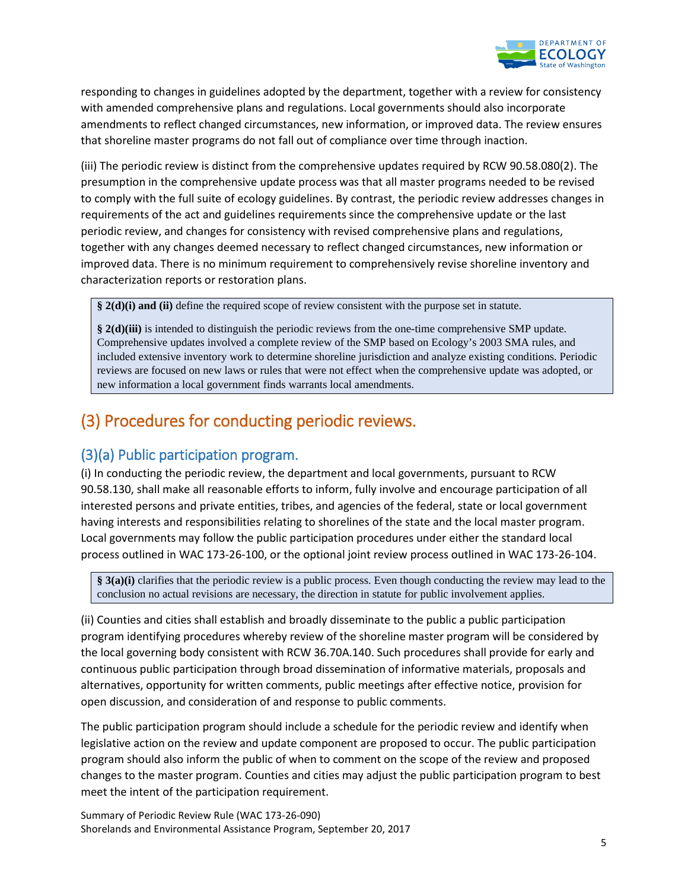responding to changes in guidelines adopted by the department, together with a review for consistency with amended comprehensive plans and regulations. Local governments should also incorporate amendments to reflect changed circumstances, new information, or improved data. The review ensures that shoreline master programs do not fall out of compliance over time through inaction.

(iii) The periodic review is distinct from the comprehensive updates required by RCW 90.58.080(2). The presumption in the comprehensive update process was that all master programs needed to be revised to comply with the full suite of ecology guidelines. By contrast, the periodic review addresses changes in requirements of the act and guidelines requirements since the comprehensive update or the last periodic review, and changes for consistency with revised comprehensive plans and regulations, together with any changes deemed necessary to reflect changed circumstances, new information or improved data. There is no minimum requirement to comprehensively revise shoreline inventory and characterization reports or restoration plans.

> **§ 2(d)(i) and (ii)** define the required scope of review consistent with the purpose set in statute.
>
> **§ 2(d)(iii)** is intended to distinguish the periodic reviews from the one-time comprehensive SMP update. Comprehensive updates involved a complete review of the SMP based on Ecology's 2003 SMA rules, and included extensive inventory work to determine shoreline jurisdiction and analyze existing conditions. Periodic reviews are focused on new laws or rules that were not effect when the comprehensive update was adopted, or new information a local government finds warrants local amendments.

## (3) Procedures for conducting periodic reviews.

### (3)(a) Public participation program.

(i) In conducting the periodic review, the department and local governments, pursuant to RCW 90.58.130, shall make all reasonable efforts to inform, fully involve and encourage participation of all interested persons and private entities, tribes, and agencies of the federal, state or local government having interests and responsibilities relating to shorelines of the state and the local master program. Local governments may follow the public participation procedures under either the standard local process outlined in WAC 173-26-100, or the optional joint review process outlined in WAC 173-26-104.

> **§ 3(a)(i)** clarifies that the periodic review is a public process. Even though conducting the review may lead to the conclusion no actual revisions are necessary, the direction in statute for public involvement applies.

(ii) Counties and cities shall establish and broadly disseminate to the public a public participation program identifying procedures whereby review of the shoreline master program will be considered by the local governing body consistent with RCW 36.70A.140. Such procedures shall provide for early and continuous public participation through broad dissemination of informative materials, proposals and alternatives, opportunity for written comments, public meetings after effective notice, provision for open discussion, and consideration of and response to public comments.

The public participation program should include a schedule for the periodic review and identify when legislative action on the review and update component are proposed to occur. The public participation program should also inform the public of when to comment on the scope of the review and proposed changes to the master program. Counties and cities may adjust the public participation program to best meet the intent of the participation requirement.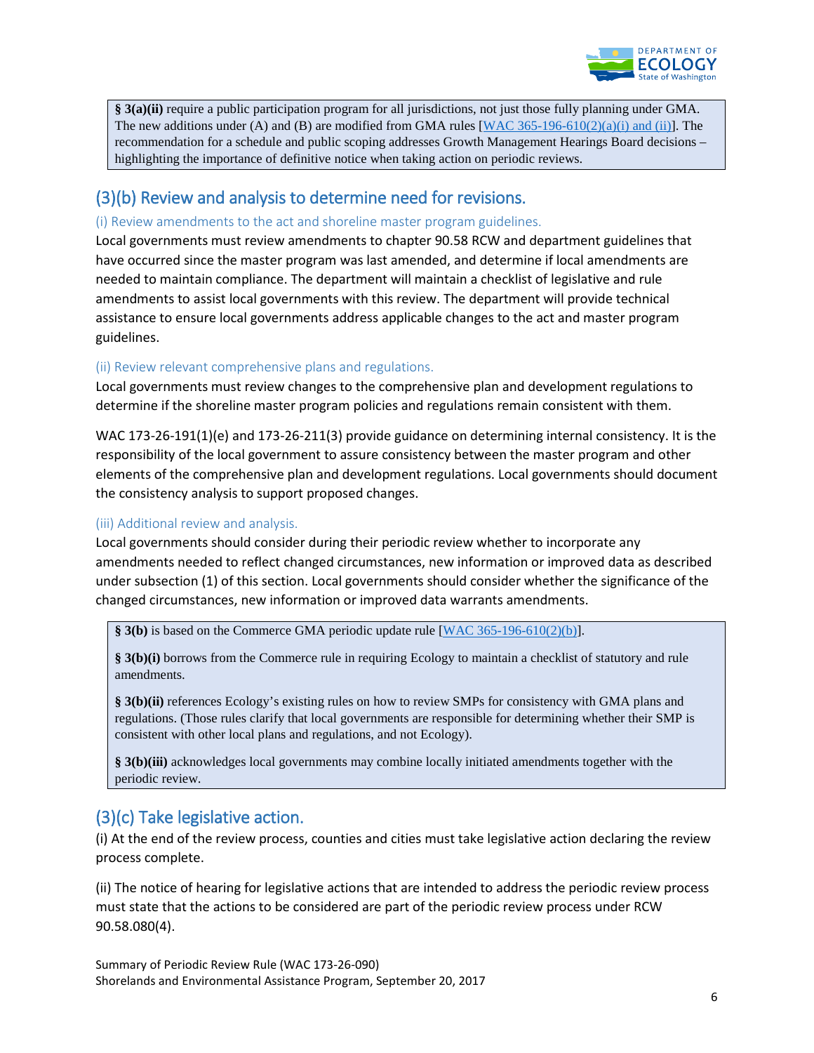> **§ 3(a)(ii)** require a public participation program for all jurisdictions, not just those fully planning under GMA. The new additions under (A) and (B) are modified from GMA rules [WAC 365-196-610(2)(a)(i) and (ii)]. The recommendation for a schedule and public scoping addresses Growth Management Hearings Board decisions – highlighting the importance of definitive notice when taking action on periodic reviews.

## (3)(b) Review and analysis to determine need for revisions.

### (i) Review amendments to the act and shoreline master program guidelines.

Local governments must review amendments to chapter 90.58 RCW and department guidelines that have occurred since the master program was last amended, and determine if local amendments are needed to maintain compliance. The department will maintain a checklist of legislative and rule amendments to assist local governments with this review. The department will provide technical assistance to ensure local governments address applicable changes to the act and master program guidelines.

### (ii) Review relevant comprehensive plans and regulations.

Local governments must review changes to the comprehensive plan and development regulations to determine if the shoreline master program policies and regulations remain consistent with them.

WAC 173-26-191(1)(e) and 173-26-211(3) provide guidance on determining internal consistency. It is the responsibility of the local government to assure consistency between the master program and other elements of the comprehensive plan and development regulations. Local governments should document the consistency analysis to support proposed changes.

### (iii) Additional review and analysis.

Local governments should consider during their periodic review whether to incorporate any amendments needed to reflect changed circumstances, new information or improved data as described under subsection (1) of this section. Local governments should consider whether the significance of the changed circumstances, new information or improved data warrants amendments.

> **§ 3(b)** is based on the Commerce GMA periodic update rule [WAC 365-196-610(2)(b)].
>
> **§ 3(b)(i)** borrows from the Commerce rule in requiring Ecology to maintain a checklist of statutory and rule amendments.
>
> **§ 3(b)(ii)** references Ecology's existing rules on how to review SMPs for consistency with GMA plans and regulations. (Those rules clarify that local governments are responsible for determining whether their SMP is consistent with other local plans and regulations, and not Ecology).
>
> **§ 3(b)(iii)** acknowledges local governments may combine locally initiated amendments together with the periodic review.

## (3)(c) Take legislative action.

(i) At the end of the review process, counties and cities must take legislative action declaring the review process complete.

(ii) The notice of hearing for legislative actions that are intended to address the periodic review process must state that the actions to be considered are part of the periodic review process under RCW 90.58.080(4).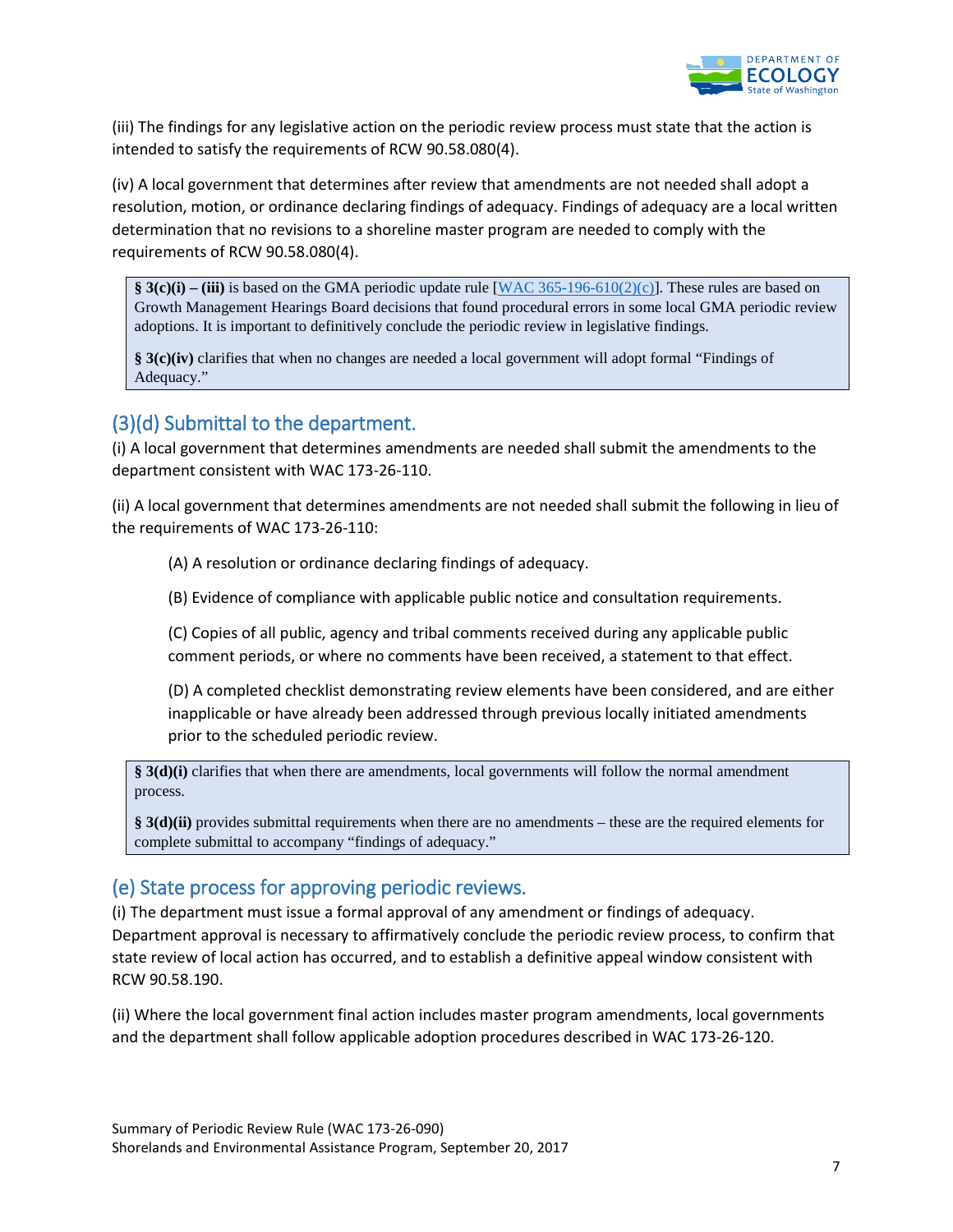(iii) The findings for any legislative action on the periodic review process must state that the action is intended to satisfy the requirements of RCW 90.58.080(4).

(iv) A local government that determines after review that amendments are not needed shall adopt a resolution, motion, or ordinance declaring findings of adequacy. Findings of adequacy are a local written determination that no revisions to a shoreline master program are needed to comply with the requirements of RCW 90.58.080(4).

> **§ 3(c)(i) – (iii)** is based on the GMA periodic update rule [WAC 365-196-610(2)(c)]. These rules are based on Growth Management Hearings Board decisions that found procedural errors in some local GMA periodic review adoptions. It is important to definitively conclude the periodic review in legislative findings.
>
> **§ 3(c)(iv)** clarifies that when no changes are needed a local government will adopt formal "Findings of Adequacy."

## (3)(d) Submittal to the department.

(i) A local government that determines amendments are needed shall submit the amendments to the department consistent with WAC 173-26-110.

(ii) A local government that determines amendments are not needed shall submit the following in lieu of the requirements of WAC 173-26-110:

(A) A resolution or ordinance declaring findings of adequacy.

(B) Evidence of compliance with applicable public notice and consultation requirements.

(C) Copies of all public, agency and tribal comments received during any applicable public comment periods, or where no comments have been received, a statement to that effect.

(D) A completed checklist demonstrating review elements have been considered, and are either inapplicable or have already been addressed through previous locally initiated amendments prior to the scheduled periodic review.

> **§ 3(d)(i)** clarifies that when there are amendments, local governments will follow the normal amendment process.
>
> **§ 3(d)(ii)** provides submittal requirements when there are no amendments – these are the required elements for complete submittal to accompany "findings of adequacy."

## (e) State process for approving periodic reviews.

(i) The department must issue a formal approval of any amendment or findings of adequacy. Department approval is necessary to affirmatively conclude the periodic review process, to confirm that state review of local action has occurred, and to establish a definitive appeal window consistent with RCW 90.58.190.

(ii) Where the local government final action includes master program amendments, local governments and the department shall follow applicable adoption procedures described in WAC 173-26-120.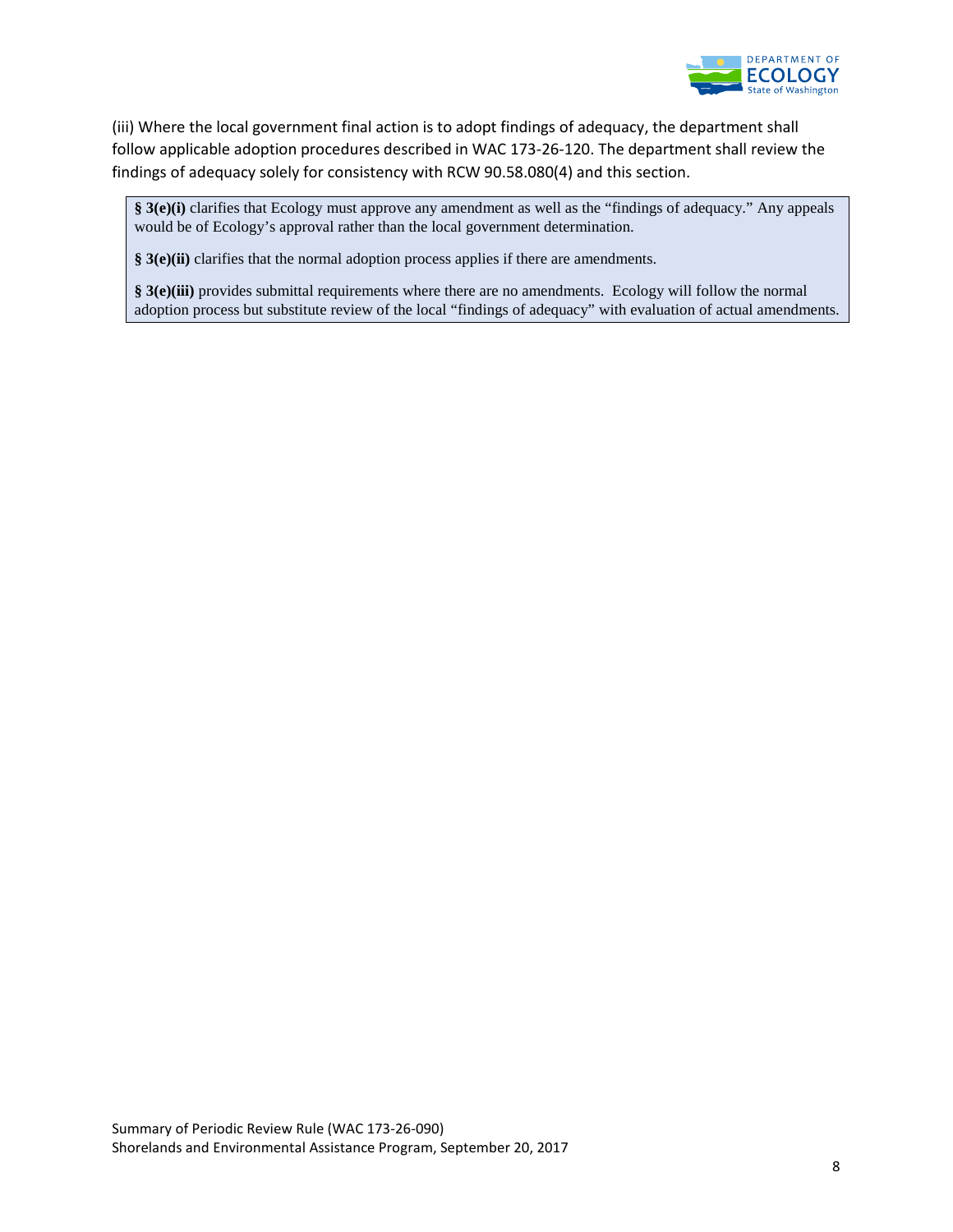(iii) Where the local government final action is to adopt findings of adequacy, the department shall follow applicable adoption procedures described in WAC 173-26-120. The department shall review the findings of adequacy solely for consistency with RCW 90.58.080(4) and this section.

> **§ 3(e)(i)** clarifies that Ecology must approve any amendment as well as the "findings of adequacy." Any appeals would be of Ecology's approval rather than the local government determination.
>
> **§ 3(e)(ii)** clarifies that the normal adoption process applies if there are amendments.
>
> **§ 3(e)(iii)** provides submittal requirements where there are no amendments. Ecology will follow the normal adoption process but substitute review of the local "findings of adequacy" with evaluation of actual amendments.